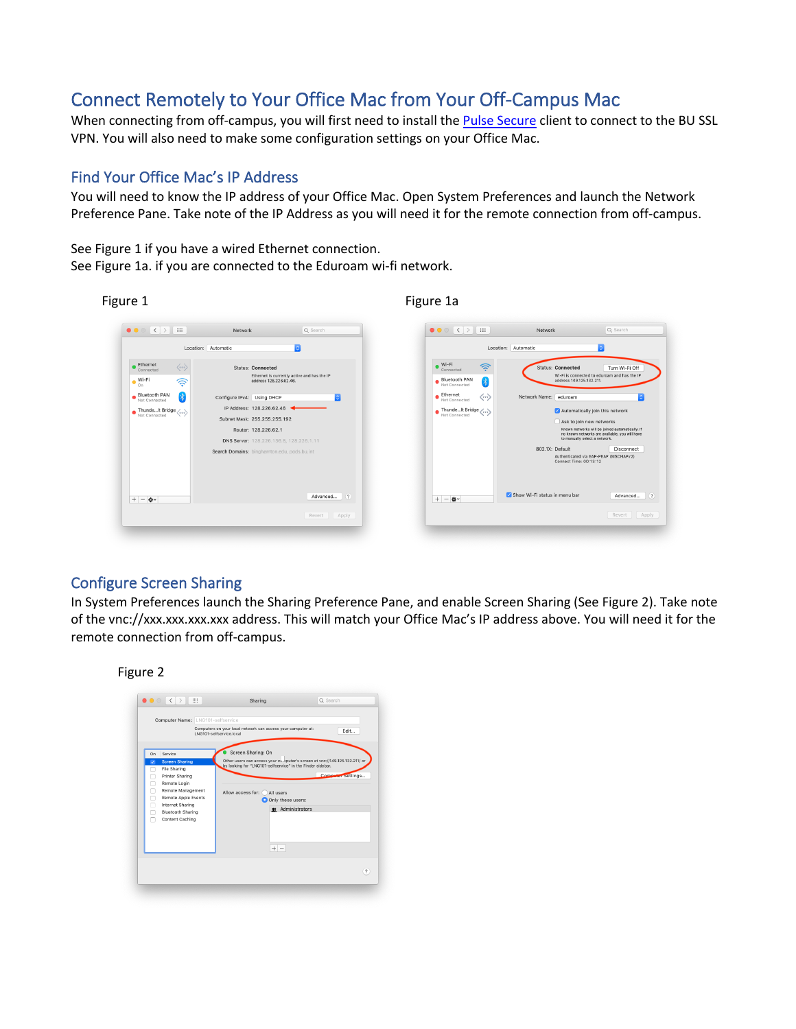# Connect Remotely to Your Office Mac from Your Off-Campus Mac

When connecting from off-campus, you will first need to install the Pulse Secure client to connect to the BU SSL VPN. You will also need to make some configuration settings on your Office Mac.

## Find Your Office Mac's IP Address

You will need to know the IP address of your Office Mac. Open System Preferences and launch the Network Preference Pane. Take note of the IP Address as you will need it for the remote connection from off-campus.

See Figure 1 if you have a wired Ethernet connection.
See Figure 1a. if you are connected to the Eduroam wi-fi network.

Figure 1

Figure 1a

## Configure Screen Sharing

In System Preferences launch the Sharing Preference Pane, and enable Screen Sharing (See Figure 2). Take note of the vnc://xxx.xxx.xxx.xxx address. This will match your Office Mac's IP address above. You will need it for the remote connection from off-campus.

Figure 2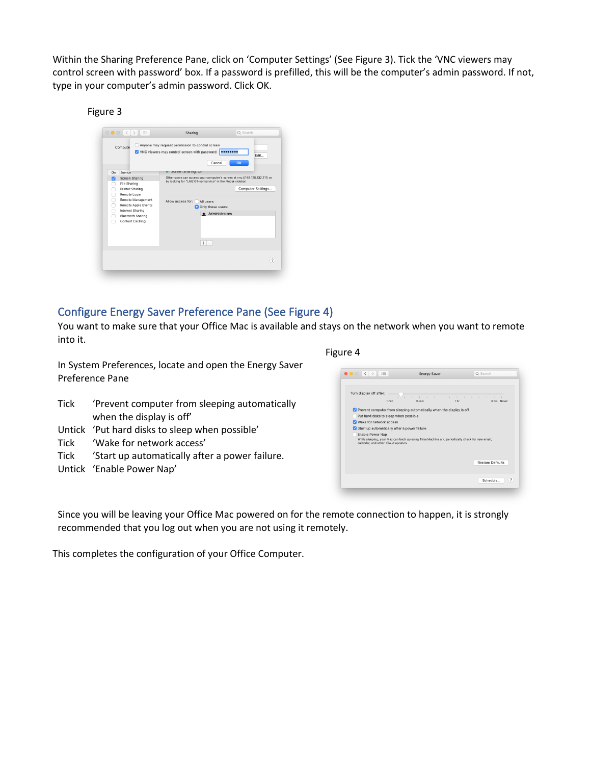Within the Sharing Preference Pane, click on ‘Computer Settings’ (See Figure 3). Tick the ‘VNC viewers may control screen with password’ box. If a password is prefilled, this will be the computer’s admin password. If not, type in your computer’s admin password. Click OK.

Figure 3

## Configure Energy Saver Preference Pane (See Figure 4)

You want to make sure that your Office Mac is available and stays on the network when you want to remote into it.

Figure 4

In System Preferences, locate and open the Energy Saver Preference Pane

Tick ‘Prevent computer from sleeping automatically when the display is off’
Untick ‘Put hard disks to sleep when possible’
Tick ‘Wake for network access’
Tick ‘Start up automatically after a power failure.
Untick ‘Enable Power Nap’

Since you will be leaving your Office Mac powered on for the remote connection to happen, it is strongly recommended that you log out when you are not using it remotely.

This completes the configuration of your Office Computer.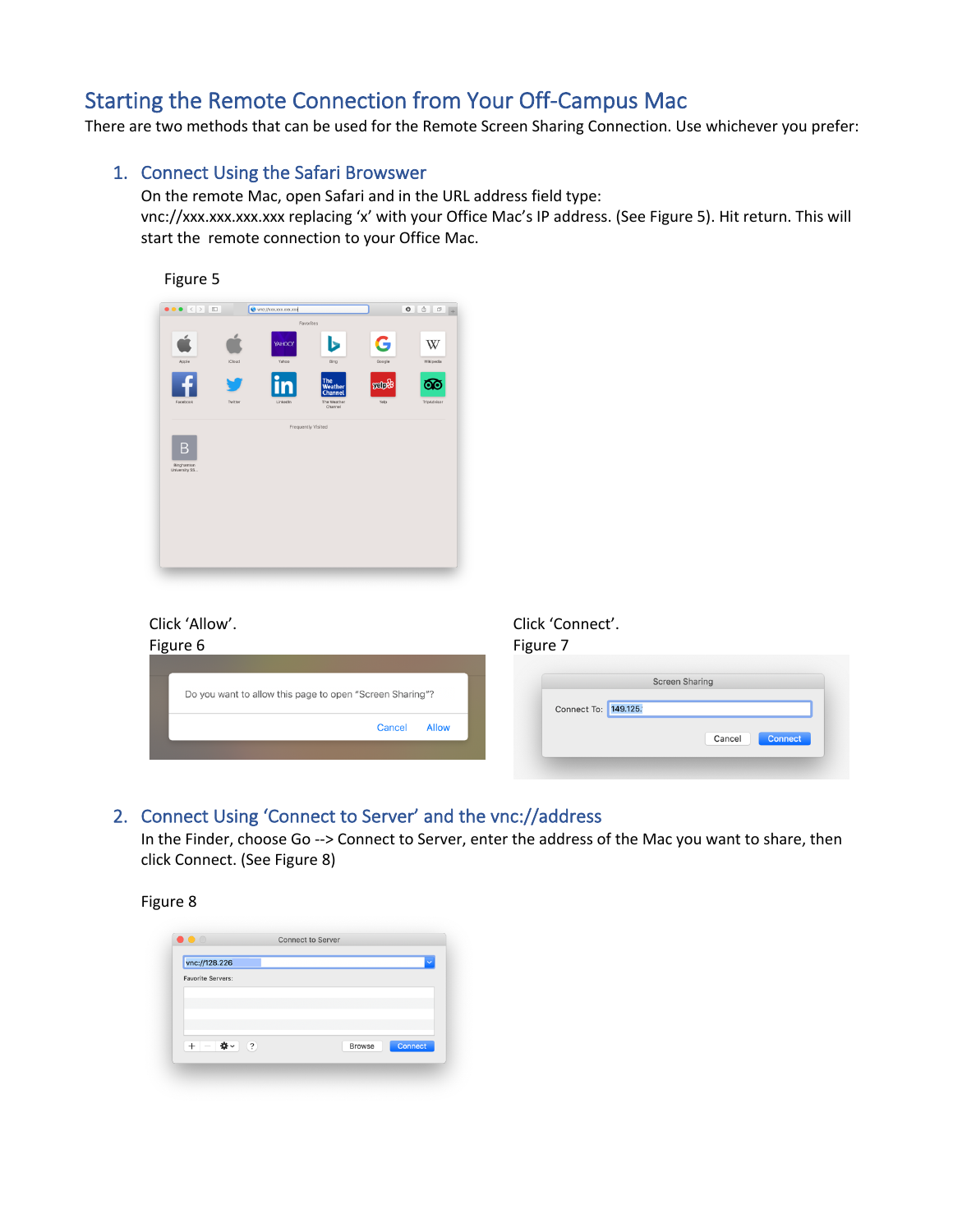## Starting the Remote Connection from Your Off-Campus Mac

There are two methods that can be used for the Remote Screen Sharing Connection. Use whichever you prefer:

1. **Connect Using the Safari Browswer**

   On the remote Mac, open Safari and in the URL address field type:
   vnc://xxx.xxx.xxx.xxx replacing 'x' with your Office Mac's IP address. (See Figure 5). Hit return. This will start the remote connection to your Office Mac.

   Figure 5

   Click 'Allow'.
   Figure 6

   Click 'Connect'.
   Figure 7

2. **Connect Using 'Connect to Server' and the vnc://address**

   In the Finder, choose Go --> Connect to Server, enter the address of the Mac you want to share, then click Connect. (See Figure 8)

   Figure 8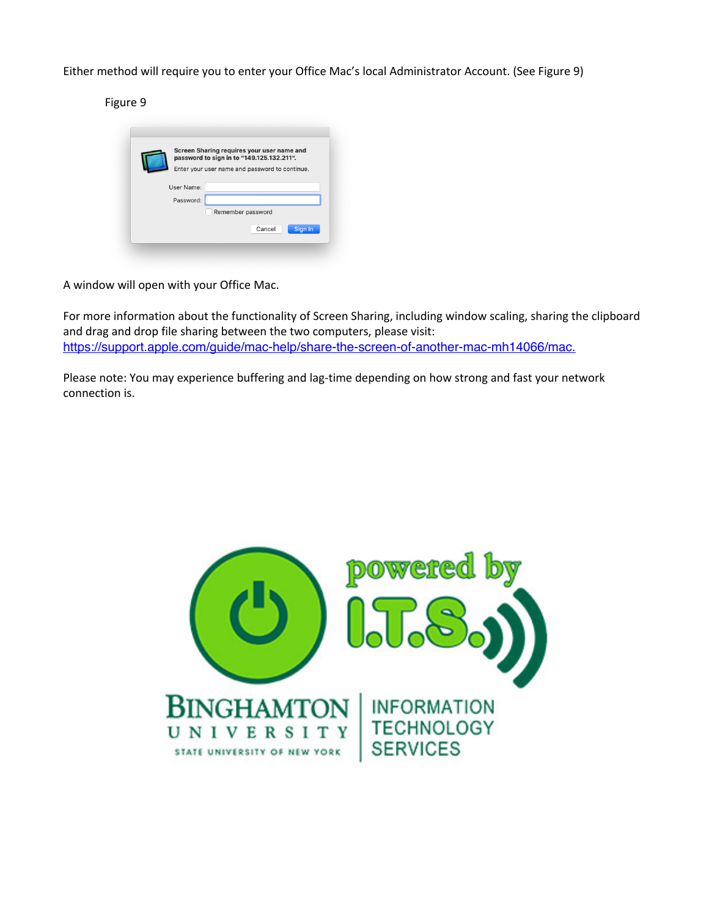Either method will require you to enter your Office Mac's local Administrator Account. (See Figure 9)

Figure 9

A window will open with your Office Mac.

For more information about the functionality of Screen Sharing, including window scaling, sharing the clipboard and drag and drop file sharing between the two computers, please visit: https://support.apple.com/guide/mac-help/share-the-screen-of-another-mac-mh14066/mac.

Please note: You may experience buffering and lag-time depending on how strong and fast your network connection is.